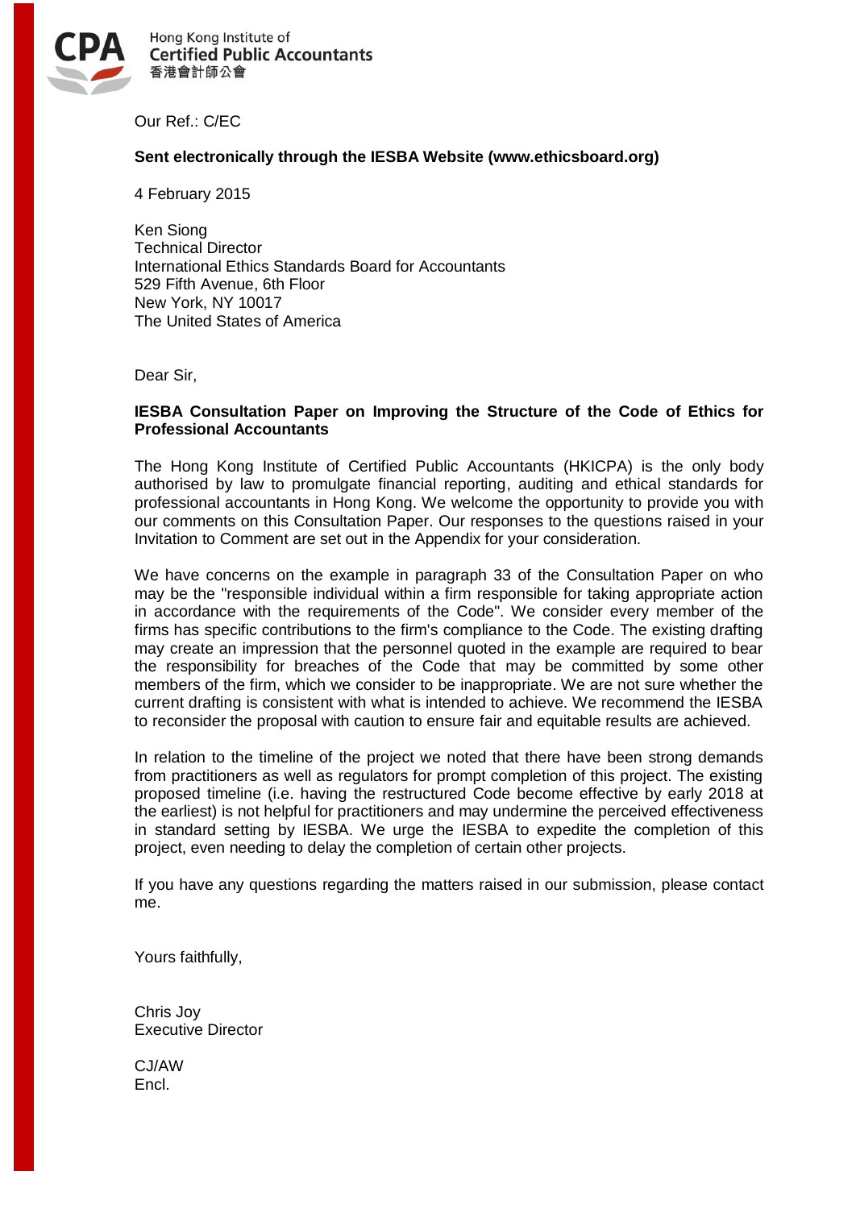CPA

Hong Kong Institute of
**Certified Public Accountants**
香港會計師公會

Our Ref.: C/EC

**Sent electronically through the IESBA Website (www.ethicsboard.org)**

4 February 2015

Ken Siong
Technical Director
International Ethics Standards Board for Accountants
529 Fifth Avenue, 6th Floor
New York, NY 10017
The United States of America

Dear Sir,

**IESBA Consultation Paper on Improving the Structure of the Code of Ethics for Professional Accountants**

The Hong Kong Institute of Certified Public Accountants (HKICPA) is the only body authorised by law to promulgate financial reporting, auditing and ethical standards for professional accountants in Hong Kong. We welcome the opportunity to provide you with our comments on this Consultation Paper. Our responses to the questions raised in your Invitation to Comment are set out in the Appendix for your consideration.

We have concerns on the example in paragraph 33 of the Consultation Paper on who may be the "responsible individual within a firm responsible for taking appropriate action in accordance with the requirements of the Code". We consider every member of the firms has specific contributions to the firm's compliance to the Code. The existing drafting may create an impression that the personnel quoted in the example are required to bear the responsibility for breaches of the Code that may be committed by some other members of the firm, which we consider to be inappropriate. We are not sure whether the current drafting is consistent with what is intended to achieve. We recommend the IESBA to reconsider the proposal with caution to ensure fair and equitable results are achieved.

In relation to the timeline of the project we noted that there have been strong demands from practitioners as well as regulators for prompt completion of this project. The existing proposed timeline (i.e. having the restructured Code become effective by early 2018 at the earliest) is not helpful for practitioners and may undermine the perceived effectiveness in standard setting by IESBA. We urge the IESBA to expedite the completion of this project, even needing to delay the completion of certain other projects.

If you have any questions regarding the matters raised in our submission, please contact me.

Yours faithfully,

Chris Joy
Executive Director

CJ/AW
Encl.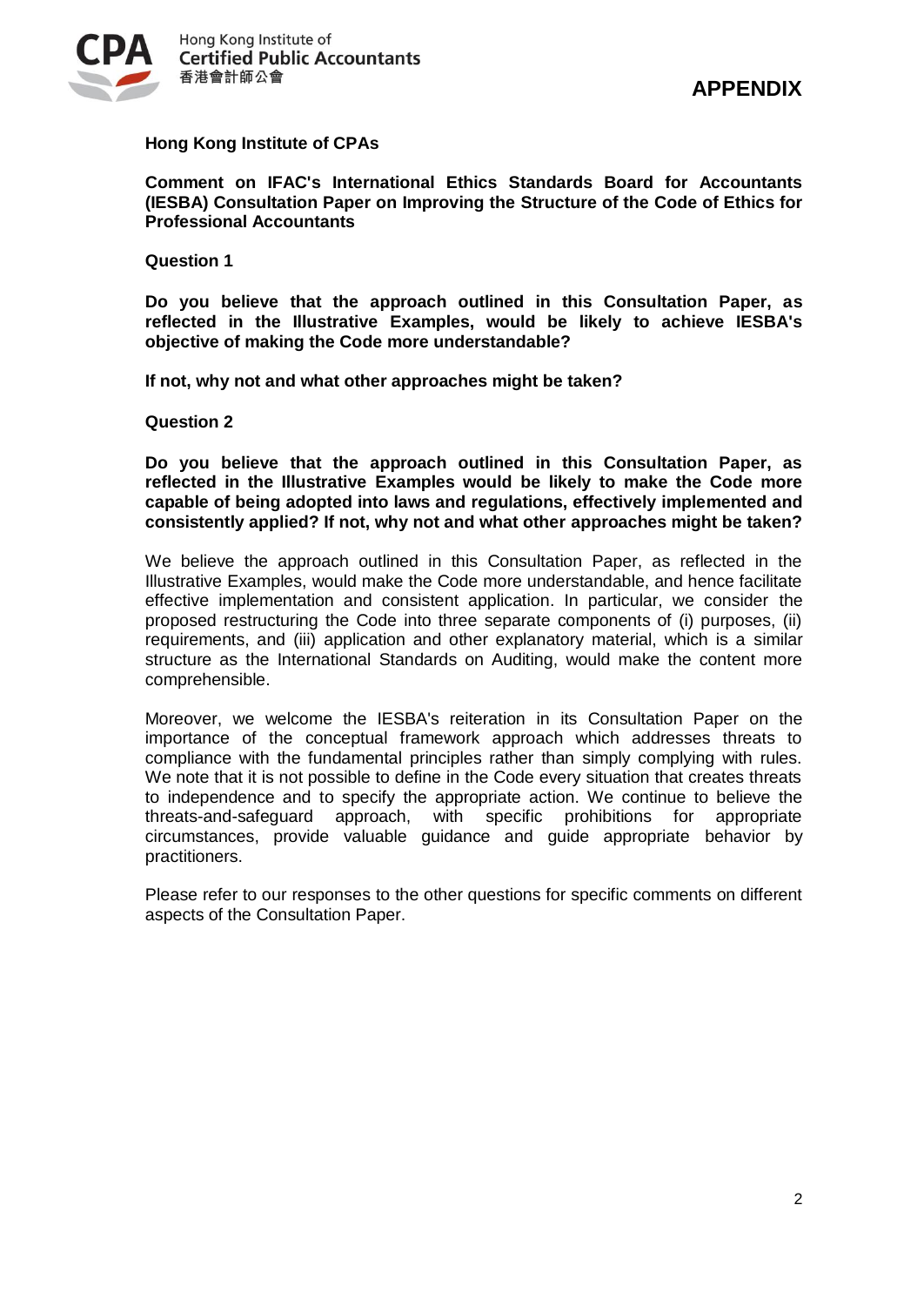# APPENDIX

**Hong Kong Institute of CPAs**

**Comment on IFAC's International Ethics Standards Board for Accountants (IESBA) Consultation Paper on Improving the Structure of the Code of Ethics for Professional Accountants**

**Question 1**

**Do you believe that the approach outlined in this Consultation Paper, as reflected in the Illustrative Examples, would be likely to achieve IESBA's objective of making the Code more understandable?**

**If not, why not and what other approaches might be taken?**

**Question 2**

**Do you believe that the approach outlined in this Consultation Paper, as reflected in the Illustrative Examples would be likely to make the Code more capable of being adopted into laws and regulations, effectively implemented and consistently applied? If not, why not and what other approaches might be taken?**

We believe the approach outlined in this Consultation Paper, as reflected in the Illustrative Examples, would make the Code more understandable, and hence facilitate effective implementation and consistent application. In particular, we consider the proposed restructuring the Code into three separate components of (i) purposes, (ii) requirements, and (iii) application and other explanatory material, which is a similar structure as the International Standards on Auditing, would make the content more comprehensible.

Moreover, we welcome the IESBA's reiteration in its Consultation Paper on the importance of the conceptual framework approach which addresses threats to compliance with the fundamental principles rather than simply complying with rules. We note that it is not possible to define in the Code every situation that creates threats to independence and to specify the appropriate action. We continue to believe the threats-and-safeguard approach, with specific prohibitions for appropriate circumstances, provide valuable guidance and guide appropriate behavior by practitioners.

Please refer to our responses to the other questions for specific comments on different aspects of the Consultation Paper.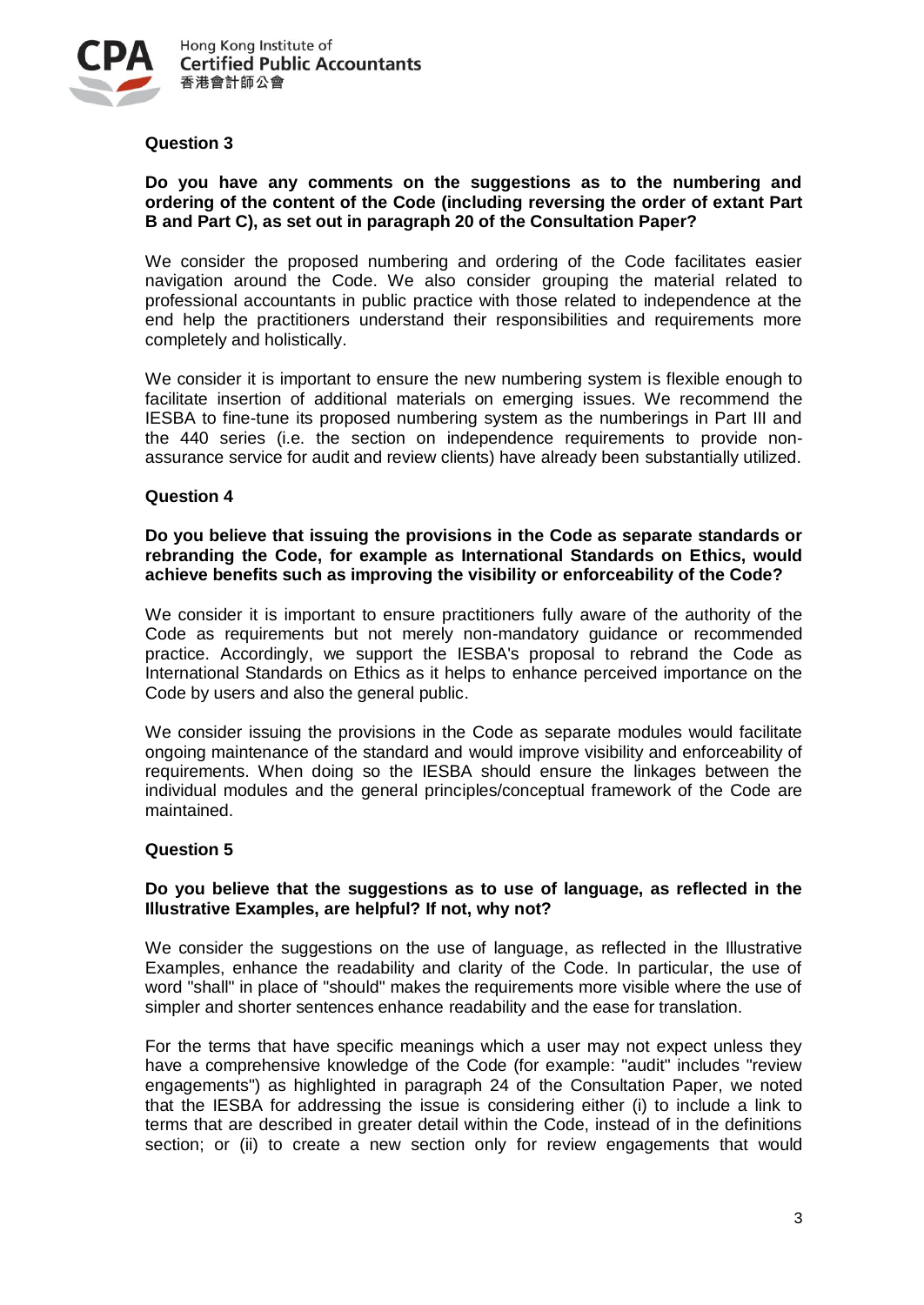**Question 3**

**Do you have any comments on the suggestions as to the numbering and ordering of the content of the Code (including reversing the order of extant Part B and Part C), as set out in paragraph 20 of the Consultation Paper?**

We consider the proposed numbering and ordering of the Code facilitates easier navigation around the Code. We also consider grouping the material related to professional accountants in public practice with those related to independence at the end help the practitioners understand their responsibilities and requirements more completely and holistically.

We consider it is important to ensure the new numbering system is flexible enough to facilitate insertion of additional materials on emerging issues. We recommend the IESBA to fine-tune its proposed numbering system as the numberings in Part III and the 440 series (i.e. the section on independence requirements to provide non-assurance service for audit and review clients) have already been substantially utilized.

**Question 4**

**Do you believe that issuing the provisions in the Code as separate standards or rebranding the Code, for example as International Standards on Ethics, would achieve benefits such as improving the visibility or enforceability of the Code?**

We consider it is important to ensure practitioners fully aware of the authority of the Code as requirements but not merely non-mandatory guidance or recommended practice. Accordingly, we support the IESBA's proposal to rebrand the Code as International Standards on Ethics as it helps to enhance perceived importance on the Code by users and also the general public.

We consider issuing the provisions in the Code as separate modules would facilitate ongoing maintenance of the standard and would improve visibility and enforceability of requirements. When doing so the IESBA should ensure the linkages between the individual modules and the general principles/conceptual framework of the Code are maintained.

**Question 5**

**Do you believe that the suggestions as to use of language, as reflected in the Illustrative Examples, are helpful? If not, why not?**

We consider the suggestions on the use of language, as reflected in the Illustrative Examples, enhance the readability and clarity of the Code. In particular, the use of word "shall" in place of "should" makes the requirements more visible where the use of simpler and shorter sentences enhance readability and the ease for translation.

For the terms that have specific meanings which a user may not expect unless they have a comprehensive knowledge of the Code (for example: "audit" includes "review engagements") as highlighted in paragraph 24 of the Consultation Paper, we noted that the IESBA for addressing the issue is considering either (i) to include a link to terms that are described in greater detail within the Code, instead of in the definitions section; or (ii) to create a new section only for review engagements that would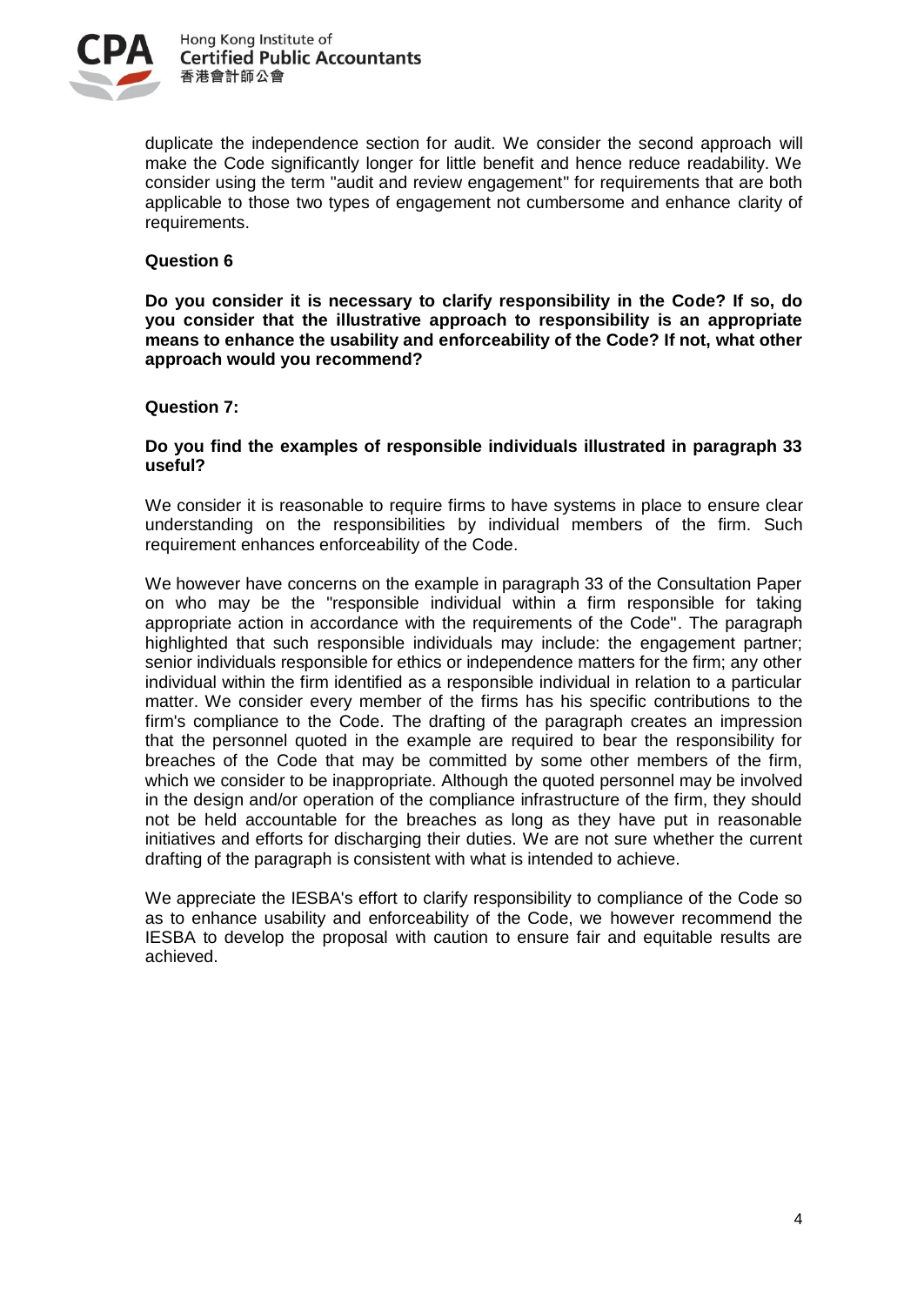duplicate the independence section for audit. We consider the second approach will make the Code significantly longer for little benefit and hence reduce readability. We consider using the term "audit and review engagement" for requirements that are both applicable to those two types of engagement not cumbersome and enhance clarity of requirements.

**Question 6**

**Do you consider it is necessary to clarify responsibility in the Code? If so, do you consider that the illustrative approach to responsibility is an appropriate means to enhance the usability and enforceability of the Code? If not, what other approach would you recommend?**

**Question 7:**

**Do you find the examples of responsible individuals illustrated in paragraph 33 useful?**

We consider it is reasonable to require firms to have systems in place to ensure clear understanding on the responsibilities by individual members of the firm. Such requirement enhances enforceability of the Code.

We however have concerns on the example in paragraph 33 of the Consultation Paper on who may be the "responsible individual within a firm responsible for taking appropriate action in accordance with the requirements of the Code". The paragraph highlighted that such responsible individuals may include: the engagement partner; senior individuals responsible for ethics or independence matters for the firm; any other individual within the firm identified as a responsible individual in relation to a particular matter. We consider every member of the firms has his specific contributions to the firm's compliance to the Code. The drafting of the paragraph creates an impression that the personnel quoted in the example are required to bear the responsibility for breaches of the Code that may be committed by some other members of the firm, which we consider to be inappropriate. Although the quoted personnel may be involved in the design and/or operation of the compliance infrastructure of the firm, they should not be held accountable for the breaches as long as they have put in reasonable initiatives and efforts for discharging their duties. We are not sure whether the current drafting of the paragraph is consistent with what is intended to achieve.

We appreciate the IESBA's effort to clarify responsibility to compliance of the Code so as to enhance usability and enforceability of the Code, we however recommend the IESBA to develop the proposal with caution to ensure fair and equitable results are achieved.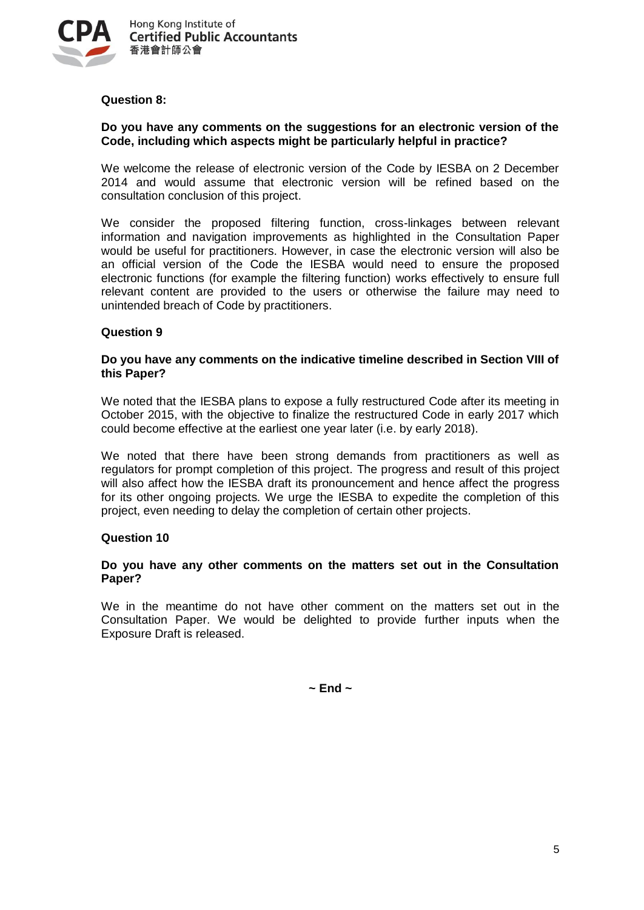**Question 8:**

**Do you have any comments on the suggestions for an electronic version of the Code, including which aspects might be particularly helpful in practice?**

We welcome the release of electronic version of the Code by IESBA on 2 December 2014 and would assume that electronic version will be refined based on the consultation conclusion of this project.

We consider the proposed filtering function, cross-linkages between relevant information and navigation improvements as highlighted in the Consultation Paper would be useful for practitioners. However, in case the electronic version will also be an official version of the Code the IESBA would need to ensure the proposed electronic functions (for example the filtering function) works effectively to ensure full relevant content are provided to the users or otherwise the failure may need to unintended breach of Code by practitioners.

**Question 9**

**Do you have any comments on the indicative timeline described in Section VIII of this Paper?**

We noted that the IESBA plans to expose a fully restructured Code after its meeting in October 2015, with the objective to finalize the restructured Code in early 2017 which could become effective at the earliest one year later (i.e. by early 2018).

We noted that there have been strong demands from practitioners as well as regulators for prompt completion of this project. The progress and result of this project will also affect how the IESBA draft its pronouncement and hence affect the progress for its other ongoing projects. We urge the IESBA to expedite the completion of this project, even needing to delay the completion of certain other projects.

**Question 10**

**Do you have any other comments on the matters set out in the Consultation Paper?**

We in the meantime do not have other comment on the matters set out in the Consultation Paper. We would be delighted to provide further inputs when the Exposure Draft is released.

**~ End ~**